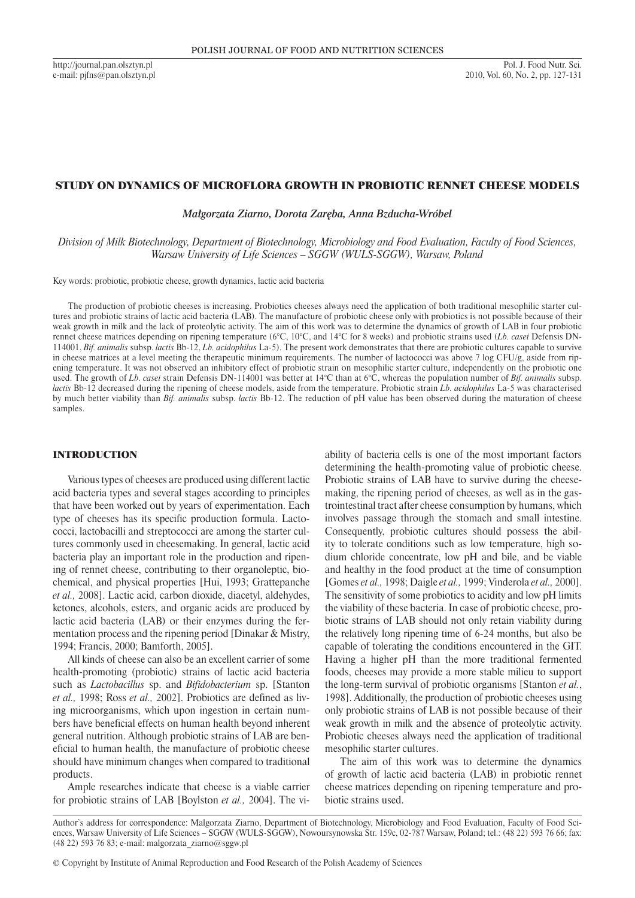# STUDY ON DYNAMICS OF MICROFLORA GROWTH IN PROBIOTIC RENNET CHEESE MODELS

*Małgorzata Ziarno, Dorota Zaręba, Anna Bzducha-Wróbel*

*Division of Milk Biotechnology, Department of Biotechnology, Microbiology and Food Evaluation, Faculty of Food Sciences, Warsaw University of Life Sciences – SGGW (WULS-SGGW), Warsaw, Poland*

Key words: probiotic, probiotic cheese, growth dynamics, lactic acid bacteria

The production of probiotic cheeses is increasing. Probiotics cheeses always need the application of both traditional mesophilic starter cultures and probiotic strains of lactic acid bacteria (LAB). The manufacture of probiotic cheese only with probiotics is not possible because of their weak growth in milk and the lack of proteolytic activity. The aim of this work was to determine the dynamics of growth of LAB in four probiotic rennet cheese matrices depending on ripening temperature (6°C, 10°C, and 14°C for 8 weeks) and probiotic strains used (*Lb. casei* Defensis DN-114001, *Bif. animalis* subsp. *lactis* Bb-12, *Lb. acidophilus* La-5). The present work demonstrates that there are probiotic cultures capable to survive in cheese matrices at a level meeting the therapeutic minimum requirements. The number of lactococci was above 7 log CFU/g, aside from ripening temperature. It was not observed an inhibitory effect of probiotic strain on mesophilic starter culture, independently on the probiotic one used. The growth of *Lb. casei* strain Defensis DN-114001 was better at 14°C than at 6°C, whereas the population number of *Bif. animalis* subsp. *lactis* Bb-12 decreased during the ripening of cheese models, aside from the temperature. Probiotic strain *Lb. acidophilus* La-5 was characterised by much better viability than *Bif. animalis* subsp. *lactis* Bb-12. The reduction of pH value has been observed during the maturation of cheese samples.

## INTRODUCTION

Various types of cheeses are produced using different lactic acid bacteria types and several stages according to principles that have been worked out by years of experimentation. Each type of cheeses has its specific production formula. Lactococci, lactobacilli and streptococci are among the starter cultures commonly used in cheesemaking. In general, lactic acid bacteria play an important role in the production and ripening of rennet cheese, contributing to their organoleptic, biochemical, and physical properties [Hui, 1993; Grattepanche *et al.,* 2008]. Lactic acid, carbon dioxide, diacetyl, aldehydes, ketones, alcohols, esters, and organic acids are produced by lactic acid bacteria (LAB) or their enzymes during the fermentation process and the ripening period [Dinakar & Mistry, 1994; Francis, 2000; Bamforth, 2005].

All kinds of cheese can also be an excellent carrier of some health-promoting (probiotic) strains of lactic acid bacteria such as *Lactobacillus* sp. and *Bifidobacterium* sp. [Stanton *et al.,* 1998; Ross *et al.,* 2002]. Probiotics are defined as living microorganisms, which upon ingestion in certain numbers have beneficial effects on human health beyond inherent general nutrition. Although probiotic strains of LAB are beneficial to human health, the manufacture of probiotic cheese should have minimum changes when compared to traditional products.

Ample researches indicate that cheese is a viable carrier for probiotic strains of LAB [Boylston *et al.,* 2004]. The viability of bacteria cells is one of the most important factors determining the health-promoting value of probiotic cheese. Probiotic strains of LAB have to survive during the cheesemaking, the ripening period of cheeses, as well as in the gastrointestinal tract after cheese consumption by humans, which involves passage through the stomach and small intestine. Consequently, probiotic cultures should possess the ability to tolerate conditions such as low temperature, high sodium chloride concentrate, low pH and bile, and be viable and healthy in the food product at the time of consumption [Gomes *et al.,* 1998; Daigle *et al.,* 1999; Vinderola *et al.,* 2000]. The sensitivity of some probiotics to acidity and low pH limits the viability of these bacteria. In case of probiotic cheese, probiotic strains of LAB should not only retain viability during the relatively long ripening time of 6-24 months, but also be capable of tolerating the conditions encountered in the GIT. Having a higher pH than the more traditional fermented foods, cheeses may provide a more stable milieu to support the long-term survival of probiotic organisms [Stanton *et al.*, 1998]. Additionally, the production of probiotic cheeses using only probiotic strains of LAB is not possible because of their weak growth in milk and the absence of proteolytic activity. Probiotic cheeses always need the application of traditional mesophilic starter cultures.

The aim of this work was to determine the dynamics of growth of lactic acid bacteria (LAB) in probiotic rennet cheese matrices depending on ripening temperature and probiotic strains used.

Author's address for correspondence: Malgorzata Ziarno, Department of Biotechnology, Microbiology and Food Evaluation, Faculty of Food Sciences, Warsaw University of Life Sciences – SGGW (WULS-SGGW), Nowoursynowska Str. 159c, 02-787 Warsaw, Poland; tel.: (48 22) 593 76 66; fax: (48 22) 593 76 83; e-mail: malgorzata_ziarno@sggw.pl

© Copyright by Institute of Animal Reproduction and Food Research of the Polish Academy of Sciences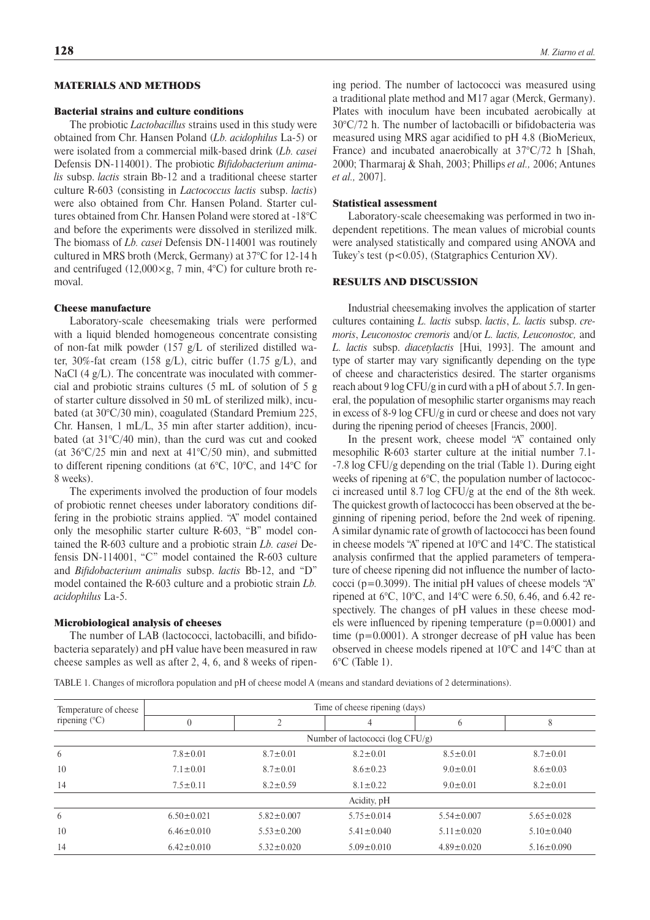## MATERIALS AND METHODS

### Bacterial strains and culture conditions

The probiotic *Lactobacillus* strains used in this study were obtained from Chr. Hansen Poland (*Lb. acidophilus* La-5) or were isolated from a commercial milk-based drink (*Lb. casei* Defensis DN-114001). The probiotic *Bifidobacterium animalis* subsp. *lactis* strain Bb-12 and a traditional cheese starter culture R-603 (consisting in *Lactococcus lactis* subsp. *lactis*) were also obtained from Chr. Hansen Poland. Starter cultures obtained from Chr. Hansen Poland were stored at -18°C and before the experiments were dissolved in sterilized milk. The biomass of *Lb. casei* Defensis DN-114001 was routinely cultured in MRS broth (Merck, Germany) at 37°C for 12-14 h and centrifuged (12,000×g, 7 min, 4°C) for culture broth removal.

### Cheese manufacture

Laboratory-scale cheesemaking trials were performed with a liquid blended homogeneous concentrate consisting of non-fat milk powder (157 g/L of sterilized distilled water, 30%-fat cream (158 g/L), citric buffer (1.75 g/L), and NaCl (4 g/L). The concentrate was inoculated with commercial and probiotic strains cultures (5 mL of solution of 5 g of starter culture dissolved in 50 mL of sterilized milk), incubated (at 30°C/30 min), coagulated (Standard Premium 225, Chr. Hansen, 1 mL/L, 35 min after starter addition), incubated (at 31°C/40 min), than the curd was cut and cooked (at 36°C/25 min and next at 41°C/50 min), and submitted to different ripening conditions (at 6°C, 10°C, and 14°C for 8 weeks).

The experiments involved the production of four models of probiotic rennet cheeses under laboratory conditions differing in the probiotic strains applied. "A" model contained only the mesophilic starter culture R-603, "B" model contained the R-603 culture and a probiotic strain *Lb. casei* Defensis DN-114001, "C" model contained the R-603 culture and *Bifidobacterium animalis* subsp. *lactis* Bb-12, and "D" model contained the R-603 culture and a probiotic strain *Lb. acidophilus* La-5.

### Microbiological analysis of cheeses

The number of LAB (lactococci, lactobacilli, and bifidobacteria separately) and pH value have been measured in raw cheese samples as well as after 2, 4, 6, and 8 weeks of ripening period. The number of lactococci was measured using a traditional plate method and M17 agar (Merck, Germany). Plates with inoculum have been incubated aerobically at 30°C/72 h. The number of lactobacilli or bifidobacteria was measured using MRS agar acidified to pH 4.8 (BioMerieux, France) and incubated anaerobically at 37°C/72 h [Shah, 2000; Tharmaraj & Shah, 2003; Phillips *et al.,* 2006; Antunes *et al.,* 2007].

### Statistical assessment

Laboratory-scale cheesemaking was performed in two independent repetitions. The mean values of microbial counts were analysed statistically and compared using ANOVA and Tukey's test ($p<0.05$), (Statgraphics Centurion XV).

## RESULTS AND DISCUSSION

Industrial cheesemaking involves the application of starter cultures containing *L. lactis* subsp. *lactis*, *L. lactis* subsp. *cremoris*, *Leuconostoc cremoris* and/or *L. lactis, Leuconostoc,* and *L. lactis* subsp. *diacetylactis* [Hui, 1993]. The amount and type of starter may vary significantly depending on the type of cheese and characteristics desired. The starter organisms reach about 9 log CFU/g in curd with a pH of about 5.7. In general, the population of mesophilic starter organisms may reach in excess of 8-9 log CFU/g in curd or cheese and does not vary during the ripening period of cheeses [Francis, 2000].

In the present work, cheese model "A" contained only mesophilic R-603 starter culture at the initial number 7.1-7.8 log CFU/g depending on the trial (Table 1). During eight weeks of ripening at 6°C, the population number of lactococci increased until 8.7 log CFU/g at the end of the 8th week. The quickest growth of lactococci has been observed at the beginning of ripening period, before the 2nd week of ripening. A similar dynamic rate of growth of lactococci has been found in cheese models "A" ripened at 10°C and 14°C. The statistical analysis confirmed that the applied parameters of temperature of cheese ripening did not influence the number of lactococci ($p=0.3099$). The initial pH values of cheese models "A" ripened at 6°C, 10°C, and 14°C were 6.50, 6.46, and 6.42 respectively. The changes of pH values in these cheese models were influenced by ripening temperature ($p=0.0001$) and time ($p=0.0001$). A stronger decrease of pH value has been observed in cheese models ripened at 10°C and 14°C than at 6°C (Table 1).

TABLE 1. Changes of microflora population and pH of cheese model A (means and standard deviations of 2 determinations).

| Temperature of cheese ripening (°C) | Time of cheese ripening (days) | | | | |
|---|---|---|---|---|---|
| | 0 | 2 | 4 | 6 | 8 |
| | Number of lactococci (log CFU/g) | | | | |
| 6 | 7.8±0.01 | 8.7±0.01 | 8.2±0.01 | 8.5±0.01 | 8.7±0.01 |
| 10 | 7.1±0.01 | 8.7±0.01 | 8.6±0.23 | 9.0±0.01 | 8.6±0.03 |
| 14 | 7.5±0.11 | 8.2±0.59 | 8.1±0.22 | 9.0±0.01 | 8.2±0.01 |
| | Acidity, pH | | | | |
| 6 | 6.50±0.021 | 5.82±0.007 | 5.75±0.014 | 5.54±0.007 | 5.65±0.028 |
| 10 | 6.46±0.010 | 5.53±0.200 | 5.41±0.040 | 5.11±0.020 | 5.10±0.040 |
| 14 | 6.42±0.010 | 5.32±0.020 | 5.09±0.010 | 4.89±0.020 | 5.16±0.090 |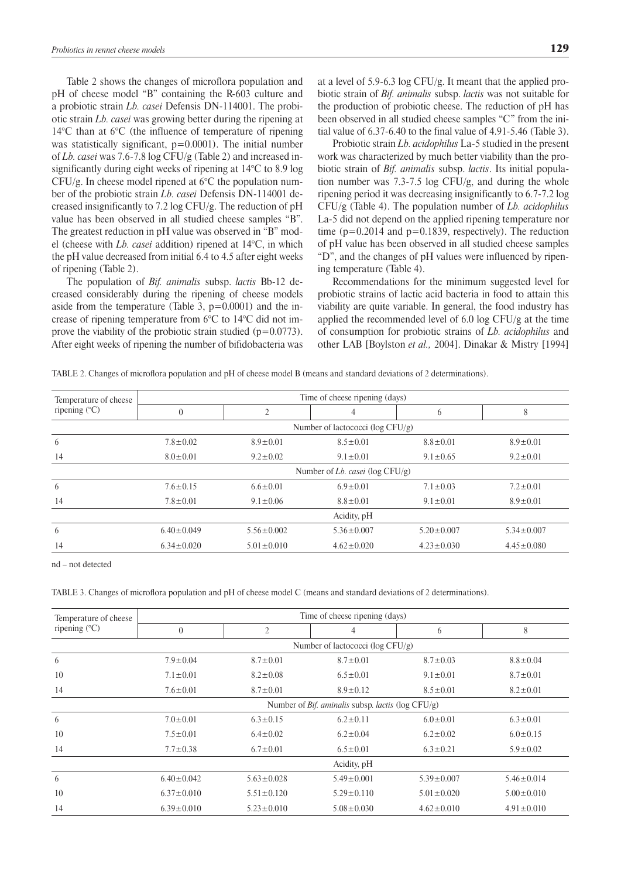Table 2 shows the changes of microflora population and pH of cheese model "B" containing the R-603 culture and a probiotic strain *Lb. casei* Defensis DN-114001. The probiotic strain *Lb. casei* was growing better during the ripening at 14°C than at 6°C (the influence of temperature of ripening was statistically significant, $p=0.0001$). The initial number of *Lb. casei* was 7.6-7.8 log CFU/g (Table 2) and increased insignificantly during eight weeks of ripening at 14°C to 8.9 log CFU/g. In cheese model ripened at 6°C the population number of the probiotic strain *Lb. casei* Defensis DN-114001 decreased insignificantly to 7.2 log CFU/g. The reduction of pH value has been observed in all studied cheese samples "B". The greatest reduction in pH value was observed in "B" model (cheese with *Lb. casei* addition) ripened at 14°C, in which the pH value decreased from initial 6.4 to 4.5 after eight weeks of ripening (Table 2).

The population of *Bif. animalis* subsp. *lactis* Bb-12 decreased considerably during the ripening of cheese models aside from the temperature (Table 3, $p=0.0001$) and the increase of ripening temperature from 6°C to 14°C did not improve the viability of the probiotic strain studied ($p=0.0773$). After eight weeks of ripening the number of bifidobacteria was at a level of 5.9-6.3 log CFU/g. It meant that the applied probiotic strain of *Bif. animalis* subsp. *lactis* was not suitable for the production of probiotic cheese. The reduction of pH has been observed in all studied cheese samples "C" from the initial value of 6.37-6.40 to the final value of 4.91-5.46 (Table 3).

Probiotic strain *Lb. acidophilus* La-5 studied in the present work was characterized by much better viability than the probiotic strain of *Bif. animalis* subsp. *lactis*. Its initial population number was 7.3-7.5 log CFU/g, and during the whole ripening period it was decreasing insignificantly to 6.7-7.2 log CFU/g (Table 4). The population number of *Lb. acidophilus* La-5 did not depend on the applied ripening temperature nor time ($p=0.2014$ and $p=0.1839$, respectively). The reduction of pH value has been observed in all studied cheese samples "D", and the changes of pH values were influenced by ripening temperature (Table 4).

Recommendations for the minimum suggested level for probiotic strains of lactic acid bacteria in food to attain this viability are quite variable. In general, the food industry has applied the recommended level of 6.0 log CFU/g at the time of consumption for probiotic strains of *Lb. acidophilus* and other LAB [Boylston *et al.,* 2004]. Dinakar & Mistry [1994]

TABLE 2. Changes of microflora population and pH of cheese model B (means and standard deviations of 2 determinations).

| Temperature of cheese ripening (°C) | Time of cheese ripening (days) | | | | |
|---|---|---|---|---|---|
| | 0 | 2 | 4 | 6 | 8 |
| | Number of lactococci (log CFU/g) | | | | |
| 6 | 7.8±0.02 | 8.9±0.01 | 8.5±0.01 | 8.8±0.01 | 8.9±0.01 |
| 14 | 8.0±0.01 | 9.2±0.02 | 9.1±0.01 | 9.1±0.65 | 9.2±0.01 |
| | Number of *Lb. casei* (log CFU/g) | | | | |
| 6 | 7.6±0.15 | 6.6±0.01 | 6.9±0.01 | 7.1±0.03 | 7.2±0.01 |
| 14 | 7.8±0.01 | 9.1±0.06 | 8.8±0.01 | 9.1±0.01 | 8.9±0.01 |
| | Acidity, pH | | | | |
| 6 | 6.40±0.049 | 5.56±0.002 | 5.36±0.007 | 5.20±0.007 | 5.34±0.007 |
| 14 | 6.34±0.020 | 5.01±0.010 | 4.62±0.020 | 4.23±0.030 | 4.45±0.080 |

nd – not detected

TABLE 3. Changes of microflora population and pH of cheese model C (means and standard deviations of 2 determinations).

| Temperature of cheese ripening (°C) | Time of cheese ripening (days) | | | | |
|---|---|---|---|---|---|
| | 0 | 2 | 4 | 6 | 8 |
| | Number of lactococci (log CFU/g) | | | | |
| 6 | 7.9±0.04 | 8.7±0.01 | 8.7±0.01 | 8.7±0.03 | 8.8±0.04 |
| 10 | 7.1±0.01 | 8.2±0.08 | 6.5±0.01 | 9.1±0.01 | 8.7±0.01 |
| 14 | 7.6±0.01 | 8.7±0.01 | 8.9±0.12 | 8.5±0.01 | 8.2±0.01 |
| | Number of *Bif. aminalis* subsp. *lactis* (log CFU/g) | | | | |
| 6 | 7.0±0.01 | 6.3±0.15 | 6.2±0.11 | 6.0±0.01 | 6.3±0.01 |
| 10 | 7.5±0.01 | 6.4±0.02 | 6.2±0.04 | 6.2±0.02 | 6.0±0.15 |
| 14 | 7.7±0.38 | 6.7±0.01 | 6.5±0.01 | 6.3±0.21 | 5.9±0.02 |
| | Acidity, pH | | | | |
| 6 | 6.40±0.042 | 5.63±0.028 | 5.49±0.001 | 5.39±0.007 | 5.46±0.014 |
| 10 | 6.37±0.010 | 5.51±0.120 | 5.29±0.110 | 5.01±0.020 | 5.00±0.010 |
| 14 | 6.39±0.010 | 5.23±0.010 | 5.08±0.030 | 4.62±0.010 | 4.91±0.010 |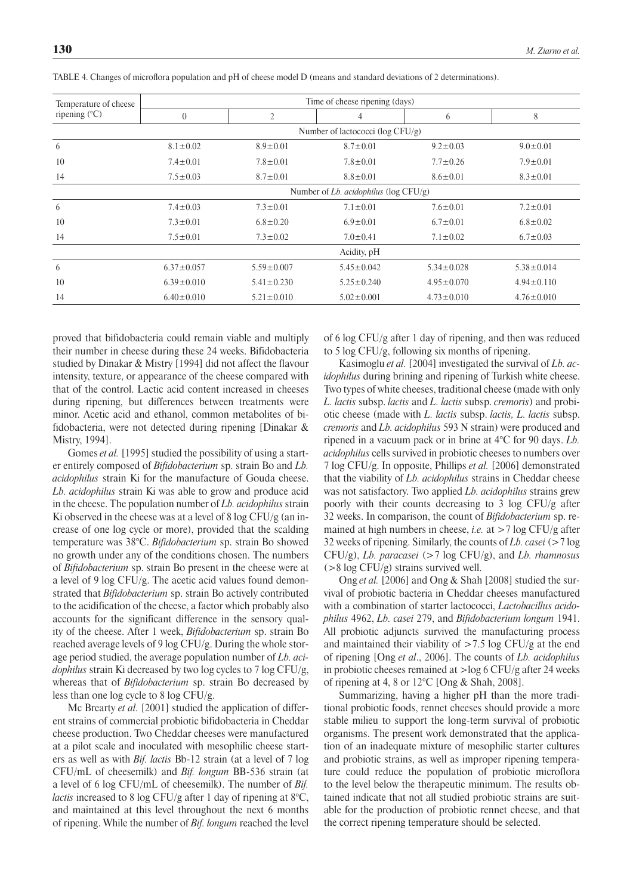TABLE 4. Changes of microflora population and pH of cheese model D (means and standard deviations of 2 determinations).

| Temperature of cheese ripening (°C) | Time of cheese ripening (days) | | | | |
|---|---|---|---|---|---|
| | 0 | 2 | 4 | 6 | 8 |
| | Number of lactococci (log CFU/g) | | | | |
| 6 | 8.1±0.02 | 8.9±0.01 | 8.7±0.01 | 9.2±0.03 | 9.0±0.01 |
| 10 | 7.4±0.01 | 7.8±0.01 | 7.8±0.01 | 7.7±0.26 | 7.9±0.01 |
| 14 | 7.5±0.03 | 8.7±0.01 | 8.8±0.01 | 8.6±0.01 | 8.3±0.01 |
| | Number of *Lb. acidophilus* (log CFU/g) | | | | |
| 6 | 7.4±0.03 | 7.3±0.01 | 7.1±0.01 | 7.6±0.01 | 7.2±0.01 |
| 10 | 7.3±0.01 | 6.8±0.20 | 6.9±0.01 | 6.7±0.01 | 6.8±0.02 |
| 14 | 7.5±0.01 | 7.3±0.02 | 7.0±0.41 | 7.1±0.02 | 6.7±0.03 |
| | Acidity, pH | | | | |
| 6 | 6.37±0.057 | 5.59±0.007 | 5.45±0.042 | 5.34±0.028 | 5.38±0.014 |
| 10 | 6.39±0.010 | 5.41±0.230 | 5.25±0.240 | 4.95±0.070 | 4.94±0.110 |
| 14 | 6.40±0.010 | 5.21±0.010 | 5.02±0.001 | 4.73±0.010 | 4.76±0.010 |

proved that bifidobacteria could remain viable and multiply their number in cheese during these 24 weeks. Bifidobacteria studied by Dinakar & Mistry [1994] did not affect the flavour intensity, texture, or appearance of the cheese compared with that of the control. Lactic acid content increased in cheeses during ripening, but differences between treatments were minor. Acetic acid and ethanol, common metabolites of bifidobacteria, were not detected during ripening [Dinakar & Mistry, 1994].

Gomes *et al.* [1995] studied the possibility of using a starter entirely composed of *Bifidobacterium* sp. strain Bo and *Lb. acidophilus* strain Ki for the manufacture of Gouda cheese. *Lb. acidophilus* strain Ki was able to grow and produce acid in the cheese. The population number of *Lb. acidophilus* strain Ki observed in the cheese was at a level of 8 log CFU/g (an increase of one log cycle or more), provided that the scalding temperature was 38°C. *Bifidobacterium* sp. strain Bo showed no growth under any of the conditions chosen. The numbers of *Bifidobacterium* sp. strain Bo present in the cheese were at a level of 9 log CFU/g. The acetic acid values found demonstrated that *Bifidobacterium* sp. strain Bo actively contributed to the acidification of the cheese, a factor which probably also accounts for the significant difference in the sensory quality of the cheese. After 1 week, *Bifidobacterium* sp. strain Bo reached average levels of 9 log CFU/g. During the whole storage period studied, the average population number of *Lb. acidophilus* strain Ki decreased by two log cycles to 7 log CFU/g, whereas that of *Bifidobacterium* sp. strain Bo decreased by less than one log cycle to 8 log CFU/g.

Mc Brearty *et al.* [2001] studied the application of different strains of commercial probiotic bifidobacteria in Cheddar cheese production. Two Cheddar cheeses were manufactured at a pilot scale and inoculated with mesophilic cheese starters as well as with *Bif. lactis* Bb-12 strain (at a level of 7 log CFU/mL of cheesemilk) and *Bif. longum* BB-536 strain (at a level of 6 log CFU/mL of cheesemilk). The number of *Bif. lactis* increased to 8 log CFU/g after 1 day of ripening at 8°C, and maintained at this level throughout the next 6 months of ripening. While the number of *Bif. longum* reached the level of 6 log CFU/g after 1 day of ripening, and then was reduced to 5 log CFU/g, following six months of ripening.

Kasimoglu *et al.* [2004] investigated the survival of *Lb. acidophilus* during brining and ripening of Turkish white cheese. Two types of white cheeses, traditional cheese (made with only *L. lactis* subsp. *lactis* and *L. lactis* subsp. *cremoris*) and probiotic cheese (made with *L. lactis* subsp. *lactis, L. lactis* subsp. *cremoris* and *Lb. acidophilus* 593 N strain) were produced and ripened in a vacuum pack or in brine at 4°C for 90 days. *Lb. acidophilus* cells survived in probiotic cheeses to numbers over 7 log CFU/g. In opposite, Phillips *et al.* [2006] demonstrated that the viability of *Lb. acidophilus* strains in Cheddar cheese was not satisfactory. Two applied *Lb. acidophilus* strains grew poorly with their counts decreasing to 3 log CFU/g after 32 weeks. In comparison, the count of *Bifidobacterium* sp. remained at high numbers in cheese, *i.e.* at >7 log CFU/g after 32 weeks of ripening. Similarly, the counts of *Lb. casei* (>7 log CFU/g), *Lb. paracasei* (>7 log CFU/g), and *Lb. rhamnosus* (>8 log CFU/g) strains survived well.

Ong *et al.* [2006] and Ong & Shah [2008] studied the survival of probiotic bacteria in Cheddar cheeses manufactured with a combination of starter lactococci, *Lactobacillus acidophilus* 4962, *Lb. casei* 279, and *Bifidobacterium longum* 1941. All probiotic adjuncts survived the manufacturing process and maintained their viability of >7.5 log CFU/g at the end of ripening [Ong *et al*., 2006]. The counts of *Lb. acidophilus* in probiotic cheeses remained at >log 6 CFU/g after 24 weeks of ripening at 4, 8 or 12°C [Ong & Shah, 2008].

Summarizing, having a higher pH than the more traditional probiotic foods, rennet cheeses should provide a more stable milieu to support the long-term survival of probiotic organisms. The present work demonstrated that the application of an inadequate mixture of mesophilic starter cultures and probiotic strains, as well as improper ripening temperature could reduce the population of probiotic microflora to the level below the therapeutic minimum. The results obtained indicate that not all studied probiotic strains are suitable for the production of probiotic rennet cheese, and that the correct ripening temperature should be selected.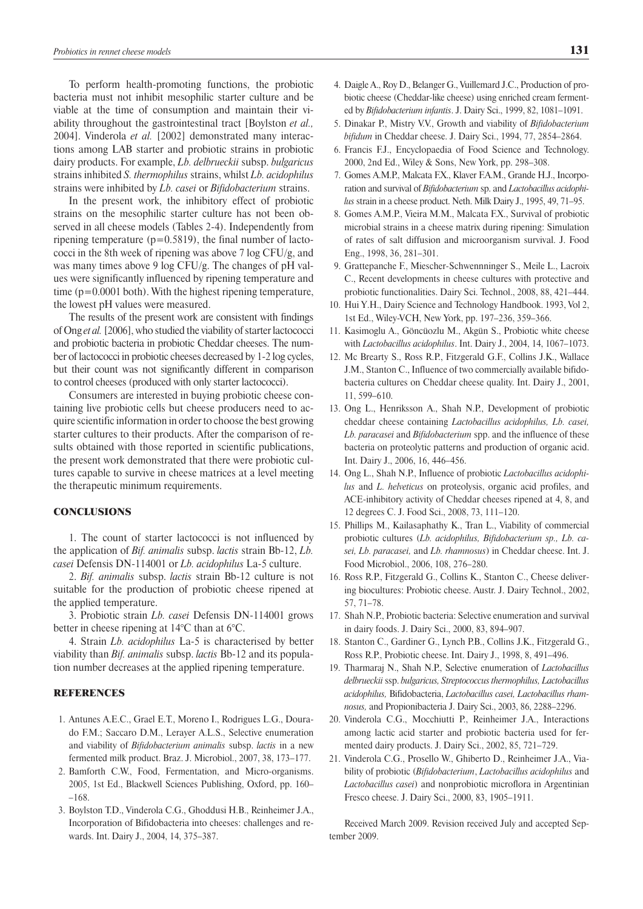To perform health-promoting functions, the probiotic bacteria must not inhibit mesophilic starter culture and be viable at the time of consumption and maintain their viability throughout the gastrointestinal tract [Boylston *et al.,* 2004]. Vinderola *et al.* [2002] demonstrated many interactions among LAB starter and probiotic strains in probiotic dairy products. For example, *Lb. delbrueckii* subsp. *bulgaricus* strains inhibited *S. thermophilus* strains, whilst *Lb. acidophilus* strains were inhibited by *Lb. casei* or *Bifidobacterium* strains.

In the present work, the inhibitory effect of probiotic strains on the mesophilic starter culture has not been observed in all cheese models (Tables 2-4). Independently from ripening temperature ($p=0.5819$), the final number of lactococci in the 8th week of ripening was above 7 log CFU/g, and was many times above 9 log CFU/g. The changes of pH values were significantly influenced by ripening temperature and time ($p=0.0001$ both). With the highest ripening temperature, the lowest pH values were measured.

The results of the present work are consistent with findings of Ong *et al.* [2006], who studied the viability of starter lactococci and probiotic bacteria in probiotic Cheddar cheeses. The number of lactococci in probiotic cheeses decreased by 1-2 log cycles, but their count was not significantly different in comparison to control cheeses (produced with only starter lactococci).

Consumers are interested in buying probiotic cheese containing live probiotic cells but cheese producers need to acquire scientific information in order to choose the best growing starter cultures to their products. After the comparison of results obtained with those reported in scientific publications, the present work demonstrated that there were probiotic cultures capable to survive in cheese matrices at a level meeting the therapeutic minimum requirements.

## CONCLUSIONS

1. The count of starter lactococci is not influenced by the application of *Bif. animalis* subsp. *lactis* strain Bb-12, *Lb. casei* Defensis DN-114001 or *Lb. acidophilus* La-5 culture.

2. *Bif. animalis* subsp. *lactis* strain Bb-12 culture is not suitable for the production of probiotic cheese ripened at the applied temperature.

3. Probiotic strain *Lb. casei* Defensis DN-114001 grows better in cheese ripening at 14°C than at 6°C.

4. Strain *Lb. acidophilus* La-5 is characterised by better viability than *Bif. animalis* subsp. *lactis* Bb-12 and its population number decreases at the applied ripening temperature.

## REFERENCES

1. Antunes A.E.C., Grael E.T., Moreno I., Rodrigues L.G., Dourado F.M.; Saccaro D.M., Lerayer A.L.S., Selective enumeration and viability of *Bifidobacterium animalis* subsp. *lactis* in a new fermented milk product. Braz. J. Microbiol., 2007, 38, 173–177.
2. Bamforth C.W., Food, Fermentation, and Micro-organisms. 2005, 1st Ed., Blackwell Sciences Publishing, Oxford, pp. 160–168.
3. Boylston T.D., Vinderola C.G., Ghoddusi H.B., Reinheimer J.A., Incorporation of Bifidobacteria into cheeses: challenges and rewards. Int. Dairy J., 2004, 14, 375–387.
4. Daigle A., Roy D., Belanger G., Vuillemard J.C., Production of probiotic cheese (Cheddar-like cheese) using enriched cream fermented by *Bifidobacterium infantis*. J. Dairy Sci., 1999, 82, 1081–1091.
5. Dinakar P., Mistry V.V., Growth and viability of *Bifidobacterium bifidum* in Cheddar cheese. J. Dairy Sci., 1994, 77, 2854–2864.
6. Francis F.J., Encyclopaedia of Food Science and Technology. 2000, 2nd Ed., Wiley & Sons, New York, pp. 298–308.
7. Gomes A.M.P., Malcata F.X., Klaver F.A.M., Grande H.J., Incorporation and survival of *Bifidobacterium* sp. and *Lactobacillus acidophilus* strain in a cheese product. Neth. Milk Dairy J., 1995, 49, 71–95.
8. Gomes A.M.P., Vieira M.M., Malcata F.X., Survival of probiotic microbial strains in a cheese matrix during ripening: Simulation of rates of salt diffusion and microorganism survival. J. Food Eng., 1998, 36, 281–301.
9. Grattepanche F., Miescher-Schwennninger S., Meile L., Lacroix C., Recent developments in cheese cultures with protective and probiotic functionalities. Dairy Sci. Technol., 2008, 88, 421–444.
10. Hui Y.H., Dairy Science and Technology Handbook. 1993, Vol 2, 1st Ed., Wiley-VCH, New York, pp. 197–236, 359–366.
11. Kasimoglu A., Göncüozlu M., Akgün S., Probiotic white cheese with *Lactobacillus acidophilus*. Int. Dairy J., 2004, 14, 1067–1073.
12. Mc Brearty S., Ross R.P., Fitzgerald G.F., Collins J.K., Wallace J.M., Stanton C., Influence of two commercially available bifidobacteria cultures on Cheddar cheese quality. Int. Dairy J., 2001, 11, 599–610.
13. Ong L., Henriksson A., Shah N.P., Development of probiotic cheddar cheese containing *Lactobacillus acidophilus, Lb. casei, Lb. paracasei* and *Bifidobacterium* spp. and the influence of these bacteria on proteolytic patterns and production of organic acid. Int. Dairy J., 2006, 16, 446–456.
14. Ong L., Shah N.P., Influence of probiotic *Lactobacillus acidophilus* and *L. helveticus* on proteolysis, organic acid profiles, and ACE-inhibitory activity of Cheddar cheeses ripened at 4, 8, and 12 degrees C. J. Food Sci., 2008, 73, 111–120.
15. Phillips M., Kailasaphathy K., Tran L., Viability of commercial probiotic cultures (*Lb. acidophilus, Bifidobacterium sp., Lb. casei, Lb. paracasei,* and *Lb. rhamnosus*) in Cheddar cheese. Int. J. Food Microbiol., 2006, 108, 276–280.
16. Ross R.P., Fitzgerald G., Collins K., Stanton C., Cheese delivering biocultures: Probiotic cheese. Austr. J. Dairy Technol., 2002, 57, 71–78.
17. Shah N.P., Probiotic bacteria: Selective enumeration and survival in dairy foods. J. Dairy Sci., 2000, 83, 894–907.
18. Stanton C., Gardiner G., Lynch P.B., Collins J.K., Fitzgerald G., Ross R.P., Probiotic cheese. Int. Dairy J., 1998, 8, 491–496.
19. Tharmaraj N., Shah N.P., Selective enumeration of *Lactobacillus delbrueckii* ssp. *bulgaricus, Streptococcus thermophilus, Lactobacillus acidophilus,* Bifidobacteria, *Lactobacillus casei, Lactobacillus rhamnosus,* and Propionibacteria J. Dairy Sci., 2003, 86, 2288–2296.
20. Vinderola C.G., Mocchiutti P., Reinheimer J.A., Interactions among lactic acid starter and probiotic bacteria used for fermented dairy products. J. Dairy Sci., 2002, 85, 721–729.
21. Vinderola C.G., Prosello W., Ghiberto D., Reinheimer J.A., Viability of probiotic (*Bifidobacterium*, *Lactobacillus acidophilus* and *Lactobacillus casei*) and nonprobiotic microflora in Argentinian Fresco cheese. J. Dairy Sci., 2000, 83, 1905–1911.

Received March 2009. Revision received July and accepted September 2009.